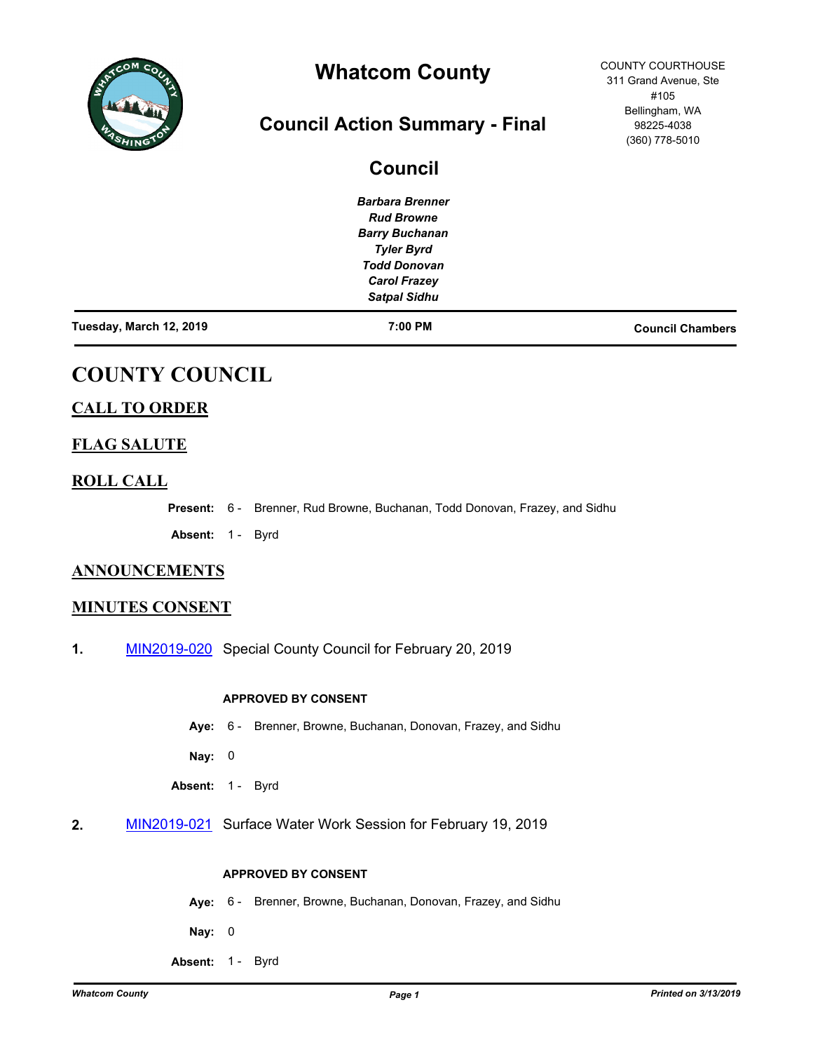# Whatcom County

## Council Action Summary - Final

COUNTY COURTHOUSE
311 Grand Avenue, Ste #105
Bellingham, WA 98225-4038
(360) 778-5010

## Council

*Barbara Brenner*
*Rud Browne*
*Barry Buchanan*
*Tyler Byrd*
*Todd Donovan*
*Carol Frazey*
*Satpal Sidhu*

**Tuesday, March 12, 2019** | **7:00 PM** | **Council Chambers**

# COUNTY COUNCIL

## CALL TO ORDER

## FLAG SALUTE

## ROLL CALL

**Present:** 6 - Brenner, Rud Browne, Buchanan, Todd Donovan, Frazey, and Sidhu

**Absent:** 1 - Byrd

## ANNOUNCEMENTS

## MINUTES CONSENT

**1.** MIN2019-020 Special County Council for February 20, 2019

**APPROVED BY CONSENT**

**Aye:** 6 - Brenner, Browne, Buchanan, Donovan, Frazey, and Sidhu

**Nay:** 0

**Absent:** 1 - Byrd

**2.** MIN2019-021 Surface Water Work Session for February 19, 2019

**APPROVED BY CONSENT**

**Aye:** 6 - Brenner, Browne, Buchanan, Donovan, Frazey, and Sidhu

**Nay:** 0

**Absent:** 1 - Byrd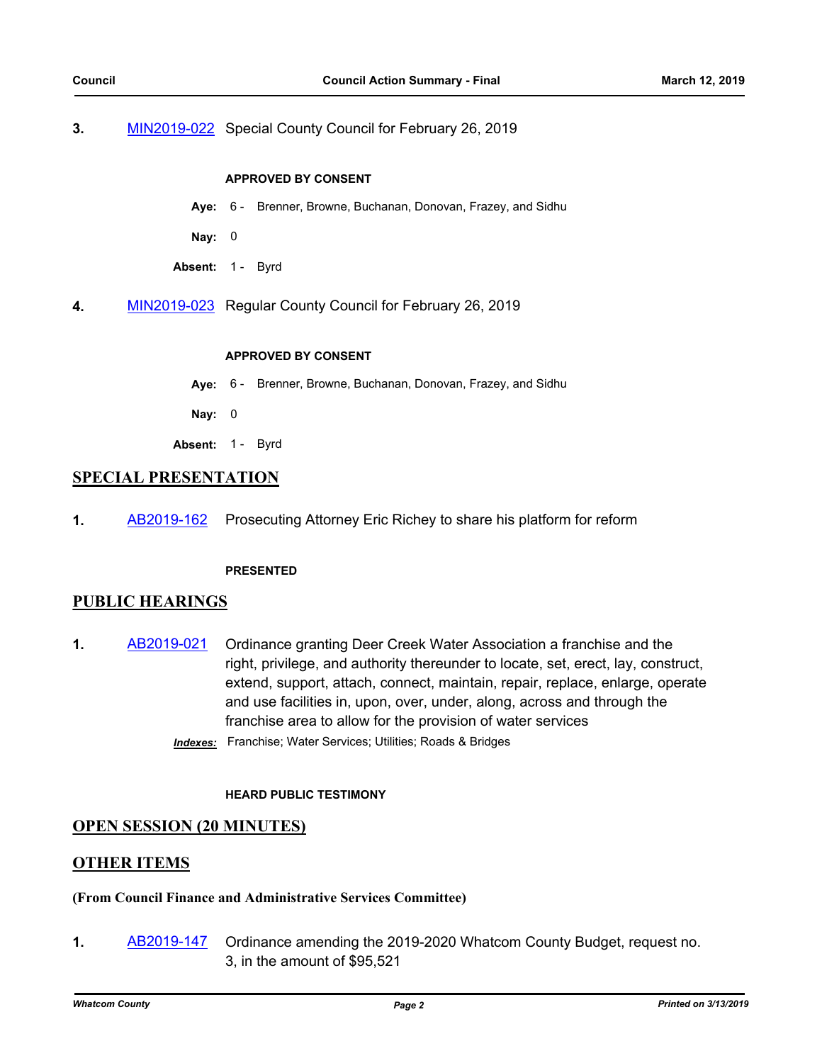**3.** MIN2019-022 Special County Council for February 26, 2019

**APPROVED BY CONSENT**

**Aye:** 6 - Brenner, Browne, Buchanan, Donovan, Frazey, and Sidhu

**Nay:** 0

**Absent:** 1 - Byrd

**4.** MIN2019-023 Regular County Council for February 26, 2019

**APPROVED BY CONSENT**

**Aye:** 6 - Brenner, Browne, Buchanan, Donovan, Frazey, and Sidhu

**Nay:** 0

**Absent:** 1 - Byrd

## SPECIAL PRESENTATION

**1.** AB2019-162 Prosecuting Attorney Eric Richey to share his platform for reform

**PRESENTED**

## PUBLIC HEARINGS

**1.** AB2019-021 Ordinance granting Deer Creek Water Association a franchise and the right, privilege, and authority thereunder to locate, set, erect, lay, construct, extend, support, attach, connect, maintain, repair, replace, enlarge, operate and use facilities in, upon, over, under, along, across and through the franchise area to allow for the provision of water services

***Indexes:*** Franchise; Water Services; Utilities; Roads & Bridges

**HEARD PUBLIC TESTIMONY**

## OPEN SESSION (20 MINUTES)

## OTHER ITEMS

**(From Council Finance and Administrative Services Committee)**

**1.** AB2019-147 Ordinance amending the 2019-2020 Whatcom County Budget, request no. 3, in the amount of $95,521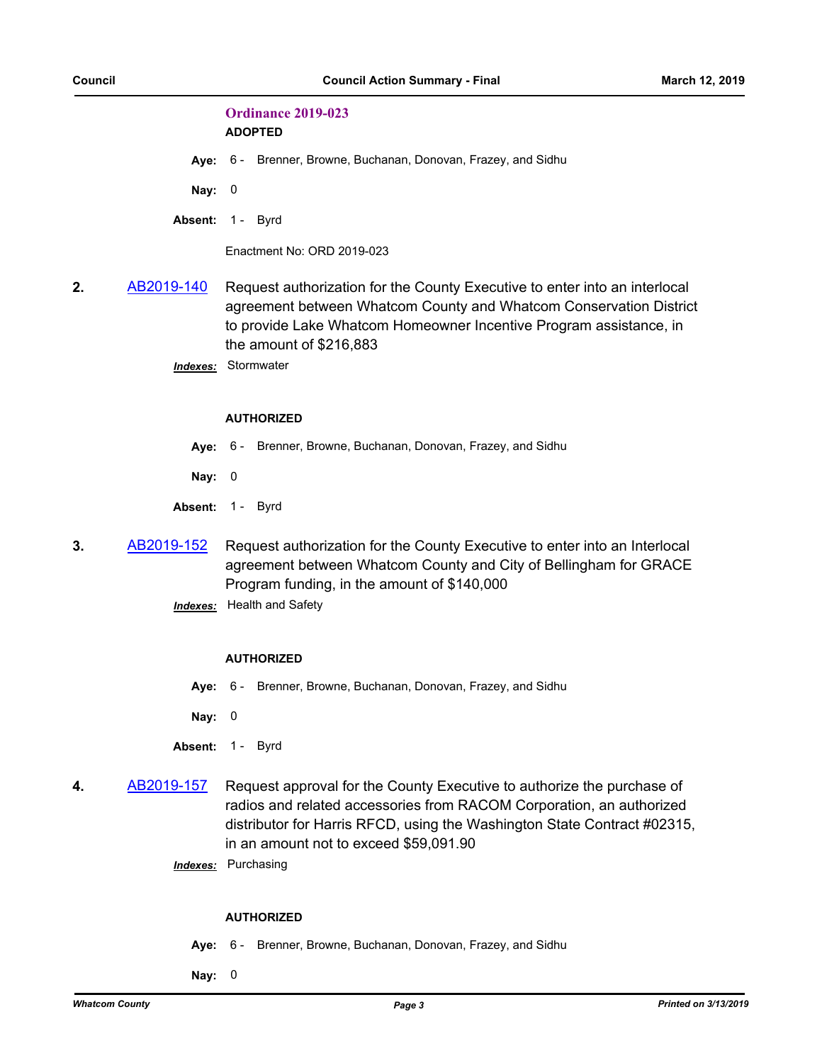**Ordinance 2019-023**

**ADOPTED**

**Aye:** 6 - Brenner, Browne, Buchanan, Donovan, Frazey, and Sidhu

**Nay:** 0

**Absent:** 1 - Byrd

Enactment No: ORD 2019-023

**2.** AB2019-140 Request authorization for the County Executive to enter into an interlocal agreement between Whatcom County and Whatcom Conservation District to provide Lake Whatcom Homeowner Incentive Program assistance, in the amount of $216,883

***Indexes:*** Stormwater

**AUTHORIZED**

**Aye:** 6 - Brenner, Browne, Buchanan, Donovan, Frazey, and Sidhu

**Nay:** 0

**Absent:** 1 - Byrd

**3.** AB2019-152 Request authorization for the County Executive to enter into an Interlocal agreement between Whatcom County and City of Bellingham for GRACE Program funding, in the amount of $140,000

***Indexes:*** Health and Safety

**AUTHORIZED**

**Aye:** 6 - Brenner, Browne, Buchanan, Donovan, Frazey, and Sidhu

**Nay:** 0

**Absent:** 1 - Byrd

**4.** AB2019-157 Request approval for the County Executive to authorize the purchase of radios and related accessories from RACOM Corporation, an authorized distributor for Harris RFCD, using the Washington State Contract #02315, in an amount not to exceed $59,091.90

***Indexes:*** Purchasing

**AUTHORIZED**

**Aye:** 6 - Brenner, Browne, Buchanan, Donovan, Frazey, and Sidhu

**Nay:** 0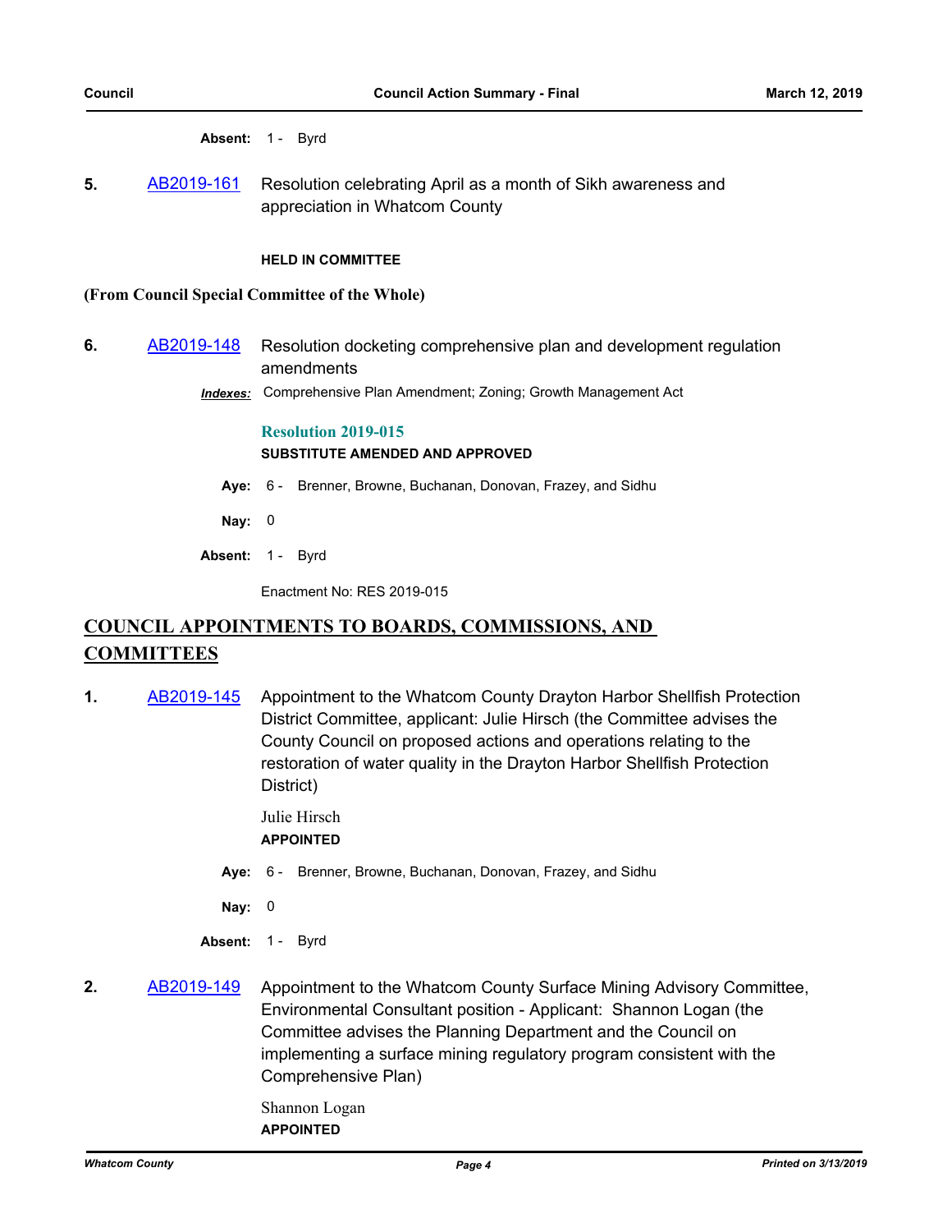**Absent:** 1 - Byrd

**5.** AB2019-161 Resolution celebrating April as a month of Sikh awareness and appreciation in Whatcom County

**HELD IN COMMITTEE**

**(From Council Special Committee of the Whole)**

**6.** AB2019-148 Resolution docketing comprehensive plan and development regulation amendments

***Indexes:*** Comprehensive Plan Amendment; Zoning; Growth Management Act

**Resolution 2019-015**

**SUBSTITUTE AMENDED AND APPROVED**

**Aye:** 6 - Brenner, Browne, Buchanan, Donovan, Frazey, and Sidhu

**Nay:** 0

**Absent:** 1 - Byrd

Enactment No: RES 2019-015

## COUNCIL APPOINTMENTS TO BOARDS, COMMISSIONS, AND COMMITTEES

**1.** AB2019-145 Appointment to the Whatcom County Drayton Harbor Shellfish Protection District Committee, applicant: Julie Hirsch (the Committee advises the County Council on proposed actions and operations relating to the restoration of water quality in the Drayton Harbor Shellfish Protection District)

Julie Hirsch

**APPOINTED**

**Aye:** 6 - Brenner, Browne, Buchanan, Donovan, Frazey, and Sidhu

**Nay:** 0

**Absent:** 1 - Byrd

**2.** AB2019-149 Appointment to the Whatcom County Surface Mining Advisory Committee, Environmental Consultant position - Applicant: Shannon Logan (the Committee advises the Planning Department and the Council on implementing a surface mining regulatory program consistent with the Comprehensive Plan)

Shannon Logan

**APPOINTED**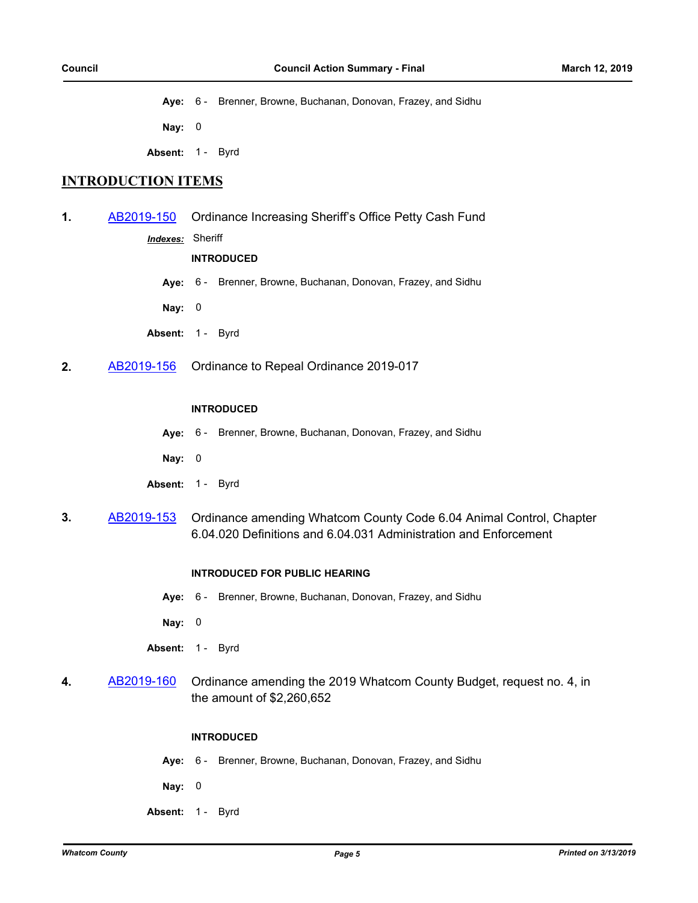**Aye:** 6 - Brenner, Browne, Buchanan, Donovan, Frazey, and Sidhu

**Nay:** 0

**Absent:** 1 - Byrd

## INTRODUCTION ITEMS

**1.** AB2019-150 Ordinance Increasing Sheriff's Office Petty Cash Fund

***Indexes:*** Sheriff

**INTRODUCED**

**Aye:** 6 - Brenner, Browne, Buchanan, Donovan, Frazey, and Sidhu

**Nay:** 0

**Absent:** 1 - Byrd

**2.** AB2019-156 Ordinance to Repeal Ordinance 2019-017

**INTRODUCED**

**Aye:** 6 - Brenner, Browne, Buchanan, Donovan, Frazey, and Sidhu

**Nay:** 0

**Absent:** 1 - Byrd

**3.** AB2019-153 Ordinance amending Whatcom County Code 6.04 Animal Control, Chapter 6.04.020 Definitions and 6.04.031 Administration and Enforcement

**INTRODUCED FOR PUBLIC HEARING**

**Aye:** 6 - Brenner, Browne, Buchanan, Donovan, Frazey, and Sidhu

**Nay:** 0

**Absent:** 1 - Byrd

**4.** AB2019-160 Ordinance amending the 2019 Whatcom County Budget, request no. 4, in the amount of $2,260,652

**INTRODUCED**

**Aye:** 6 - Brenner, Browne, Buchanan, Donovan, Frazey, and Sidhu

**Nay:** 0

**Absent:** 1 - Byrd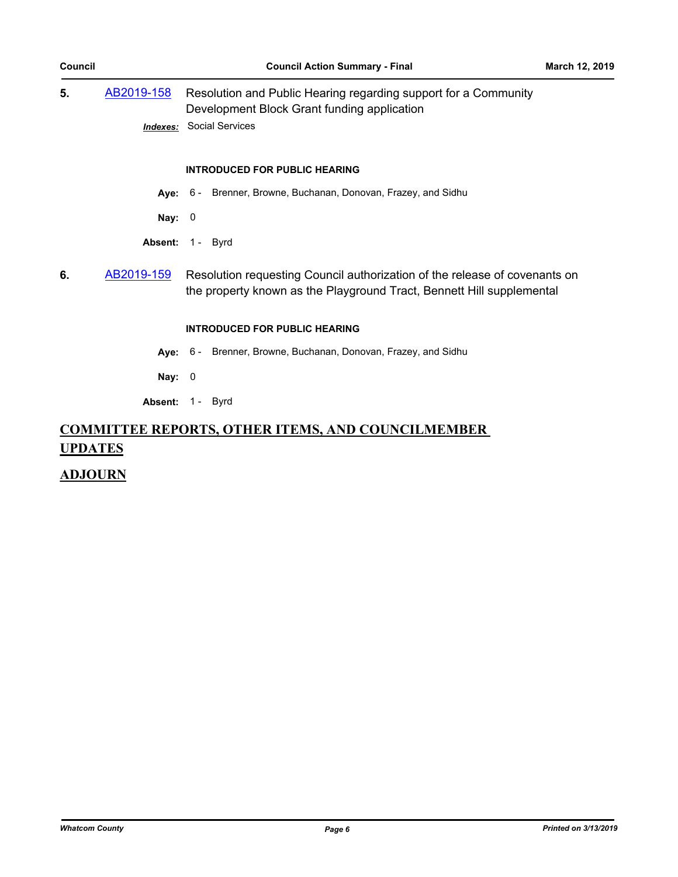**5.** AB2019-158 Resolution and Public Hearing regarding support for a Community Development Block Grant funding application

***Indexes:*** Social Services

**INTRODUCED FOR PUBLIC HEARING**

**Aye:** 6 - Brenner, Browne, Buchanan, Donovan, Frazey, and Sidhu

**Nay:** 0

**Absent:** 1 - Byrd

**6.** AB2019-159 Resolution requesting Council authorization of the release of covenants on the property known as the Playground Tract, Bennett Hill supplemental

**INTRODUCED FOR PUBLIC HEARING**

**Aye:** 6 - Brenner, Browne, Buchanan, Donovan, Frazey, and Sidhu

**Nay:** 0

**Absent:** 1 - Byrd

## COMMITTEE REPORTS, OTHER ITEMS, AND COUNCILMEMBER UPDATES

## ADJOURN